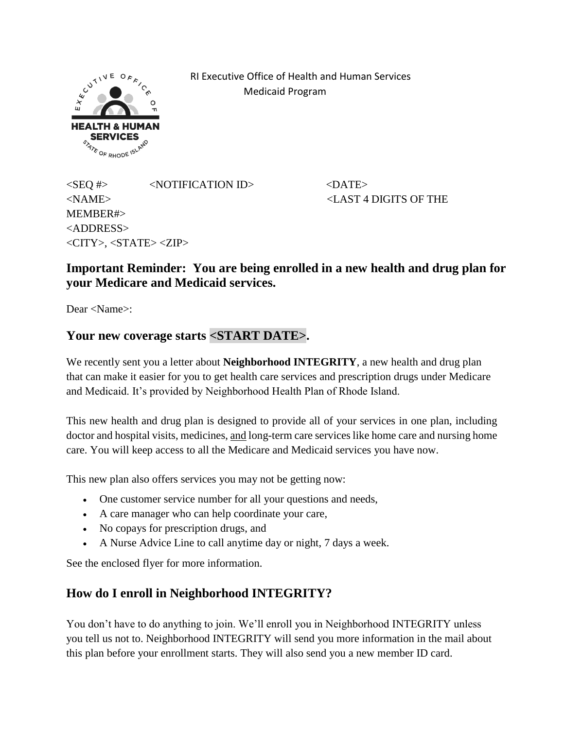RI Executive Office of Health and Human Services
Medicaid Program

<SEQ #> <NOTIFICATION ID> <DATE>
<NAME> <LAST 4 DIGITS OF THE MEMBER#>
<ADDRESS>
<CITY>, <STATE> <ZIP>

## Important Reminder: You are being enrolled in a new health and drug plan for your Medicare and Medicaid services.

Dear <Name>:

## Your new coverage starts <START DATE>.

We recently sent you a letter about **Neighborhood INTEGRITY**, a new health and drug plan that can make it easier for you to get health care services and prescription drugs under Medicare and Medicaid. It's provided by Neighborhood Health Plan of Rhode Island.

This new health and drug plan is designed to provide all of your services in one plan, including doctor and hospital visits, medicines, and long-term care services like home care and nursing home care. You will keep access to all the Medicare and Medicaid services you have now.

This new plan also offers services you may not be getting now:

- One customer service number for all your questions and needs,
- A care manager who can help coordinate your care,
- No copays for prescription drugs, and
- A Nurse Advice Line to call anytime day or night, 7 days a week.

See the enclosed flyer for more information.

## How do I enroll in Neighborhood INTEGRITY?

You don't have to do anything to join. We'll enroll you in Neighborhood INTEGRITY unless you tell us not to. Neighborhood INTEGRITY will send you more information in the mail about this plan before your enrollment starts. They will also send you a new member ID card.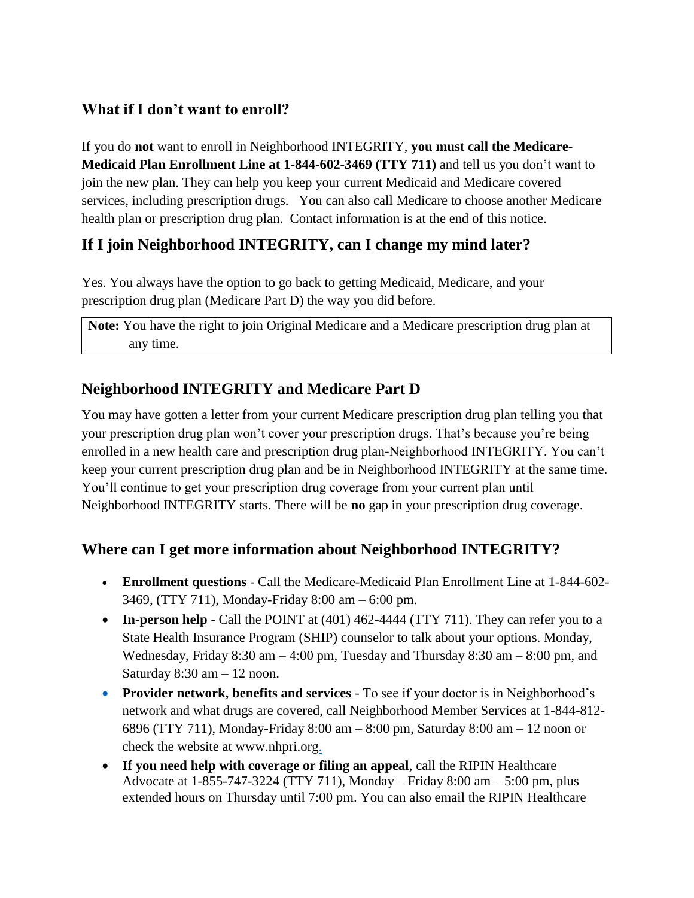## What if I don't want to enroll?

If you do **not** want to enroll in Neighborhood INTEGRITY, **you must call the Medicare-Medicaid Plan Enrollment Line at 1-844-602-3469 (TTY 711)** and tell us you don't want to join the new plan. They can help you keep your current Medicaid and Medicare covered services, including prescription drugs. You can also call Medicare to choose another Medicare health plan or prescription drug plan. Contact information is at the end of this notice.

## If I join Neighborhood INTEGRITY, can I change my mind later?

Yes. You always have the option to go back to getting Medicaid, Medicare, and your prescription drug plan (Medicare Part D) the way you did before.

> **Note:** You have the right to join Original Medicare and a Medicare prescription drug plan at any time.

## Neighborhood INTEGRITY and Medicare Part D

You may have gotten a letter from your current Medicare prescription drug plan telling you that your prescription drug plan won't cover your prescription drugs. That's because you're being enrolled in a new health care and prescription drug plan-Neighborhood INTEGRITY. You can't keep your current prescription drug plan and be in Neighborhood INTEGRITY at the same time. You'll continue to get your prescription drug coverage from your current plan until Neighborhood INTEGRITY starts. There will be **no** gap in your prescription drug coverage.

## Where can I get more information about Neighborhood INTEGRITY?

- **Enrollment questions** - Call the Medicare-Medicaid Plan Enrollment Line at 1-844-602-3469, (TTY 711), Monday-Friday 8:00 am – 6:00 pm.
- **In-person help** - Call the POINT at (401) 462-4444 (TTY 711). They can refer you to a State Health Insurance Program (SHIP) counselor to talk about your options. Monday, Wednesday, Friday 8:30 am – 4:00 pm, Tuesday and Thursday 8:30 am – 8:00 pm, and Saturday 8:30 am – 12 noon.
- **Provider network, benefits and services** - To see if your doctor is in Neighborhood's network and what drugs are covered, call Neighborhood Member Services at 1-844-812-6896 (TTY 711), Monday-Friday 8:00 am – 8:00 pm, Saturday 8:00 am – 12 noon or check the website at www.nhpri.org.
- **If you need help with coverage or filing an appeal**, call the RIPIN Healthcare Advocate at 1-855-747-3224 (TTY 711), Monday – Friday 8:00 am – 5:00 pm, plus extended hours on Thursday until 7:00 pm. You can also email the RIPIN Healthcare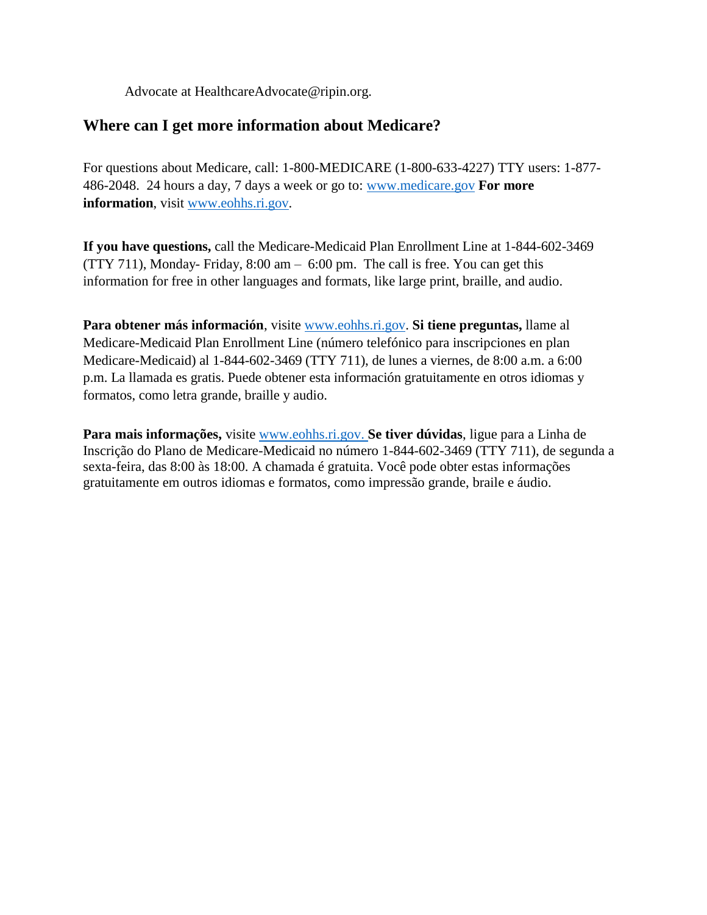Advocate at HealthcareAdvocate@ripin.org.

## Where can I get more information about Medicare?

For questions about Medicare, call: 1-800-MEDICARE (1-800-633-4227) TTY users: 1-877-486-2048. 24 hours a day, 7 days a week or go to: www.medicare.gov **For more information**, visit www.eohhs.ri.gov.

**If you have questions,** call the Medicare-Medicaid Plan Enrollment Line at 1-844-602-3469 (TTY 711), Monday- Friday, 8:00 am – 6:00 pm. The call is free. You can get this information for free in other languages and formats, like large print, braille, and audio.

**Para obtener más información**, visite www.eohhs.ri.gov. **Si tiene preguntas,** llame al Medicare-Medicaid Plan Enrollment Line (número telefónico para inscripciones en plan Medicare-Medicaid) al 1-844-602-3469 (TTY 711), de lunes a viernes, de 8:00 a.m. a 6:00 p.m. La llamada es gratis. Puede obtener esta información gratuitamente en otros idiomas y formatos, como letra grande, braille y audio.

**Para mais informações,** visite www.eohhs.ri.gov. **Se tiver dúvidas**, ligue para a Linha de Inscrição do Plano de Medicare-Medicaid no número 1-844-602-3469 (TTY 711), de segunda a sexta-feira, das 8:00 às 18:00. A chamada é gratuita. Você pode obter estas informações gratuitamente em outros idiomas e formatos, como impressão grande, braile e áudio.